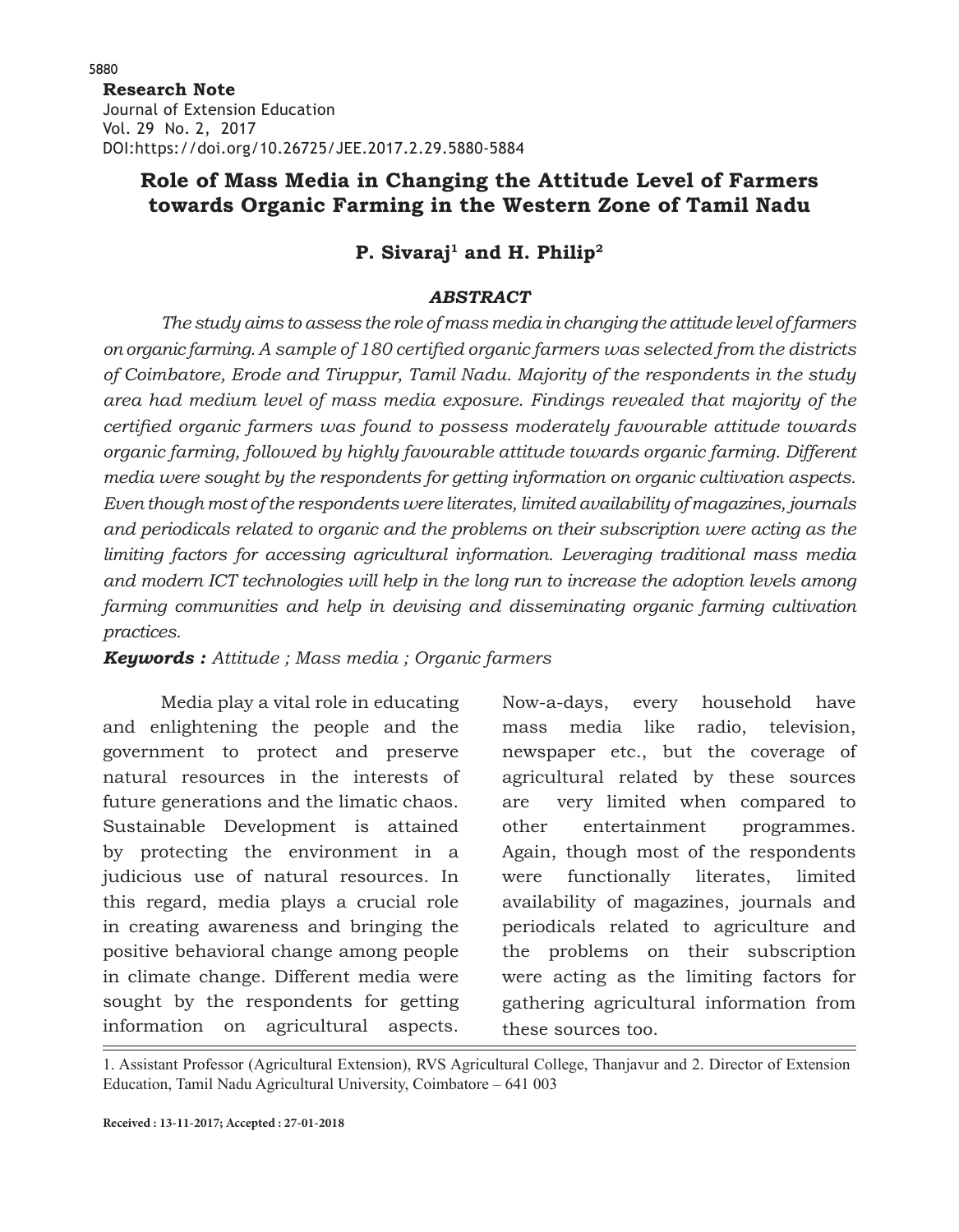**Research Note**

# Role of Mass Media in Changing the Attitude Level of Farmers towards Organic Farming in the Western Zone of Tamil Nadu

**P. Sivaraj[1] and H. Philip[2]**

## *ABSTRACT*

*The study aims to assess the role of mass media in changing the attitude level of farmers on organic farming. A sample of 180 certified organic farmers was selected from the districts of Coimbatore, Erode and Tiruppur, Tamil Nadu. Majority of the respondents in the study area had medium level of mass media exposure. Findings revealed that majority of the certified organic farmers was found to possess moderately favourable attitude towards organic farming, followed by highly favourable attitude towards organic farming. Different media were sought by the respondents for getting information on organic cultivation aspects. Even though most of the respondents were literates, limited availability of magazines, journals and periodicals related to organic and the problems on their subscription were acting as the limiting factors for accessing agricultural information. Leveraging traditional mass media and modern ICT technologies will help in the long run to increase the adoption levels among farming communities and help in devising and disseminating organic farming cultivation practices.*

***Keywords :*** *Attitude ; Mass media ; Organic farmers*

Media play a vital role in educating and enlightening the people and the government to protect and preserve natural resources in the interests of future generations and the limatic chaos. Sustainable Development is attained by protecting the environment in a judicious use of natural resources. In this regard, media plays a crucial role in creating awareness and bringing the positive behavioral change among people in climate change. Different media were sought by the respondents for getting information on agricultural aspects. Now-a-days, every household have mass media like radio, television, newspaper etc., but the coverage of agricultural related by these sources are very limited when compared to other entertainment programmes. Again, though most of the respondents were functionally literates, limited availability of magazines, journals and periodicals related to agriculture and the problems on their subscription were acting as the limiting factors for gathering agricultural information from these sources too.

---

1. Assistant Professor (Agricultural Extension), RVS Agricultural College, Thanjavur and 2. Director of Extension Education, Tamil Nadu Agricultural University, Coimbatore – 641 003

**Received : 13-11-2017; Accepted : 27-01-2018**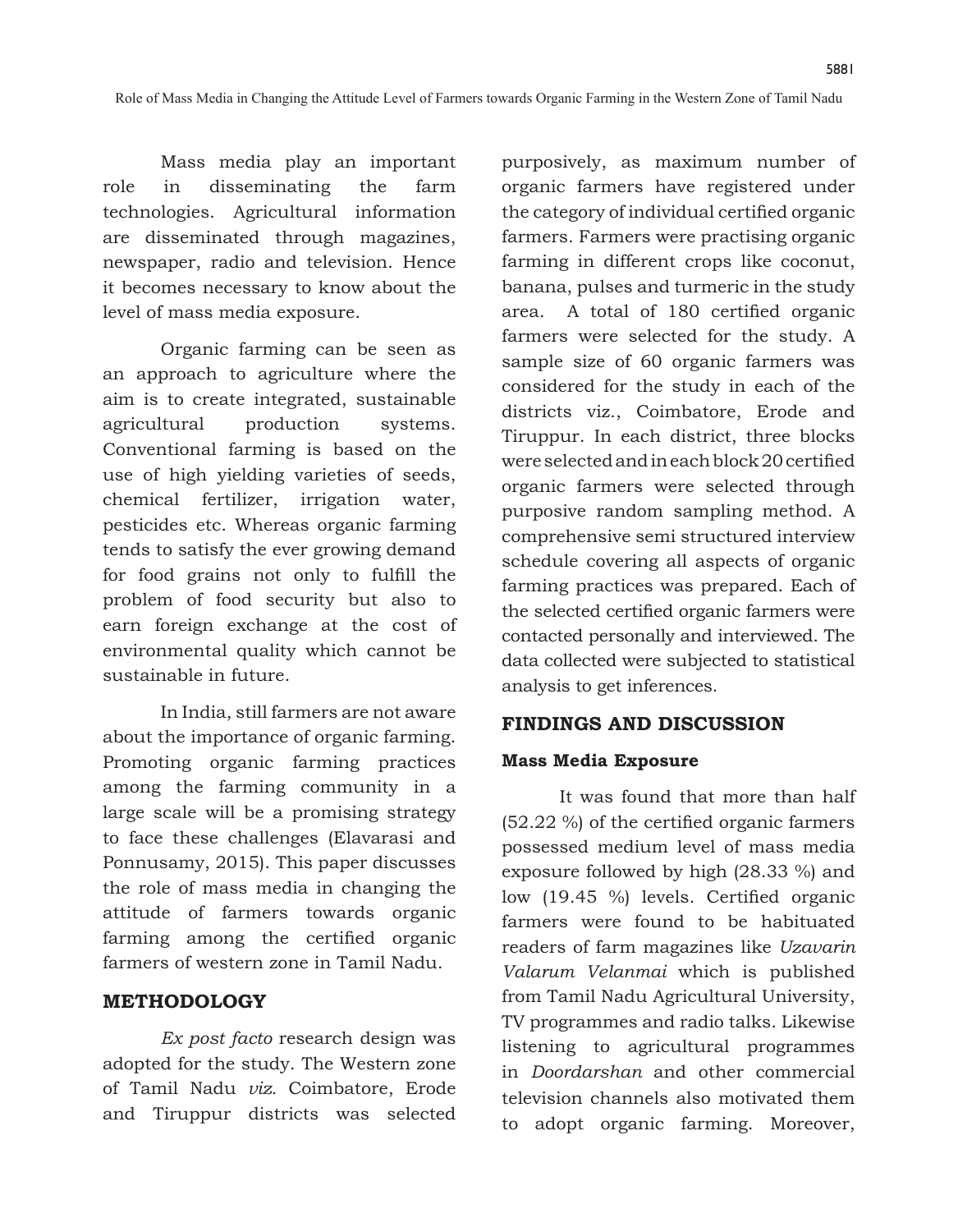Mass media play an important role in disseminating the farm technologies. Agricultural information are disseminated through magazines, newspaper, radio and television. Hence it becomes necessary to know about the level of mass media exposure.

Organic farming can be seen as an approach to agriculture where the aim is to create integrated, sustainable agricultural production systems. Conventional farming is based on the use of high yielding varieties of seeds, chemical fertilizer, irrigation water, pesticides etc. Whereas organic farming tends to satisfy the ever growing demand for food grains not only to fulfill the problem of food security but also to earn foreign exchange at the cost of environmental quality which cannot be sustainable in future.

In India, still farmers are not aware about the importance of organic farming. Promoting organic farming practices among the farming community in a large scale will be a promising strategy to face these challenges (Elavarasi and Ponnusamy, 2015). This paper discusses the role of mass media in changing the attitude of farmers towards organic farming among the certified organic farmers of western zone in Tamil Nadu.

## METHODOLOGY

*Ex post facto* research design was adopted for the study. The Western zone of Tamil Nadu *viz.* Coimbatore, Erode and Tiruppur districts was selected purposively, as maximum number of organic farmers have registered under the category of individual certified organic farmers. Farmers were practising organic farming in different crops like coconut, banana, pulses and turmeric in the study area. A total of 180 certified organic farmers were selected for the study. A sample size of 60 organic farmers was considered for the study in each of the districts viz., Coimbatore, Erode and Tiruppur. In each district, three blocks were selected and in each block 20 certified organic farmers were selected through purposive random sampling method. A comprehensive semi structured interview schedule covering all aspects of organic farming practices was prepared. Each of the selected certified organic farmers were contacted personally and interviewed. The data collected were subjected to statistical analysis to get inferences.

## FINDINGS AND DISCUSSION

### Mass Media Exposure

It was found that more than half (52.22 %) of the certified organic farmers possessed medium level of mass media exposure followed by high (28.33 %) and low (19.45 %) levels. Certified organic farmers were found to be habituated readers of farm magazines like *Uzavarin Valarum Velanmai* which is published from Tamil Nadu Agricultural University, TV programmes and radio talks. Likewise listening to agricultural programmes in *Doordarshan* and other commercial television channels also motivated them to adopt organic farming. Moreover,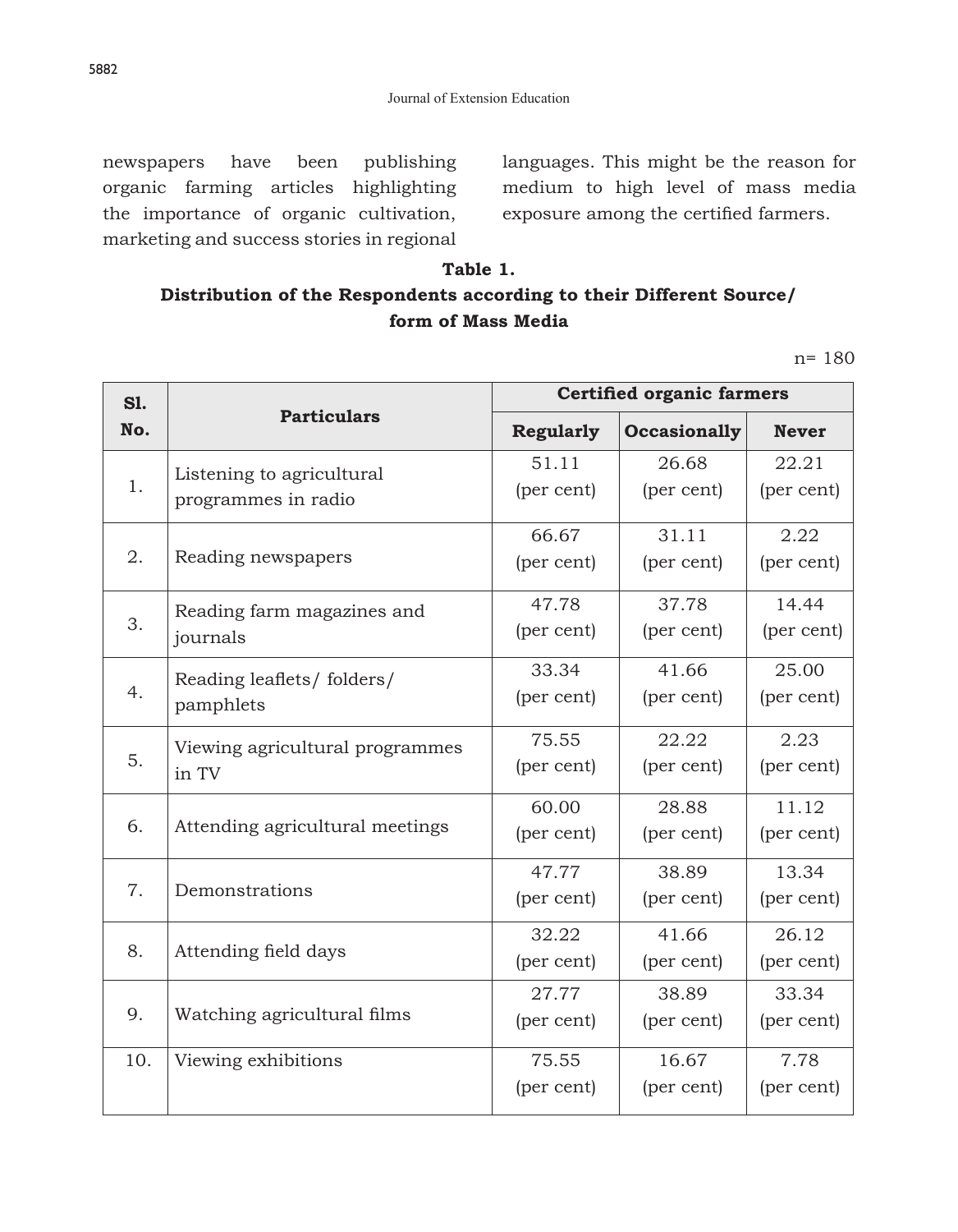newspapers have been publishing organic farming articles highlighting the importance of organic cultivation, marketing and success stories in regional languages. This might be the reason for medium to high level of mass media exposure among the certified farmers.

**Table 1.**
**Distribution of the Respondents according to their Different Source/ form of Mass Media**

n= 180

| Sl. No. | Particulars | Certified organic farmers | | |
|---|---|---|---|---|
| | | Regularly | Occasionally | Never |
| 1. | Listening to agricultural programmes in radio | 51.11 (per cent) | 26.68 (per cent) | 22.21 (per cent) |
| 2. | Reading newspapers | 66.67 (per cent) | 31.11 (per cent) | 2.22 (per cent) |
| 3. | Reading farm magazines and journals | 47.78 (per cent) | 37.78 (per cent) | 14.44 (per cent) |
| 4. | Reading leaflets/ folders/ pamphlets | 33.34 (per cent) | 41.66 (per cent) | 25.00 (per cent) |
| 5. | Viewing agricultural programmes in TV | 75.55 (per cent) | 22.22 (per cent) | 2.23 (per cent) |
| 6. | Attending agricultural meetings | 60.00 (per cent) | 28.88 (per cent) | 11.12 (per cent) |
| 7. | Demonstrations | 47.77 (per cent) | 38.89 (per cent) | 13.34 (per cent) |
| 8. | Attending field days | 32.22 (per cent) | 41.66 (per cent) | 26.12 (per cent) |
| 9. | Watching agricultural films | 27.77 (per cent) | 38.89 (per cent) | 33.34 (per cent) |
| 10. | Viewing exhibitions | 75.55 (per cent) | 16.67 (per cent) | 7.78 (per cent) |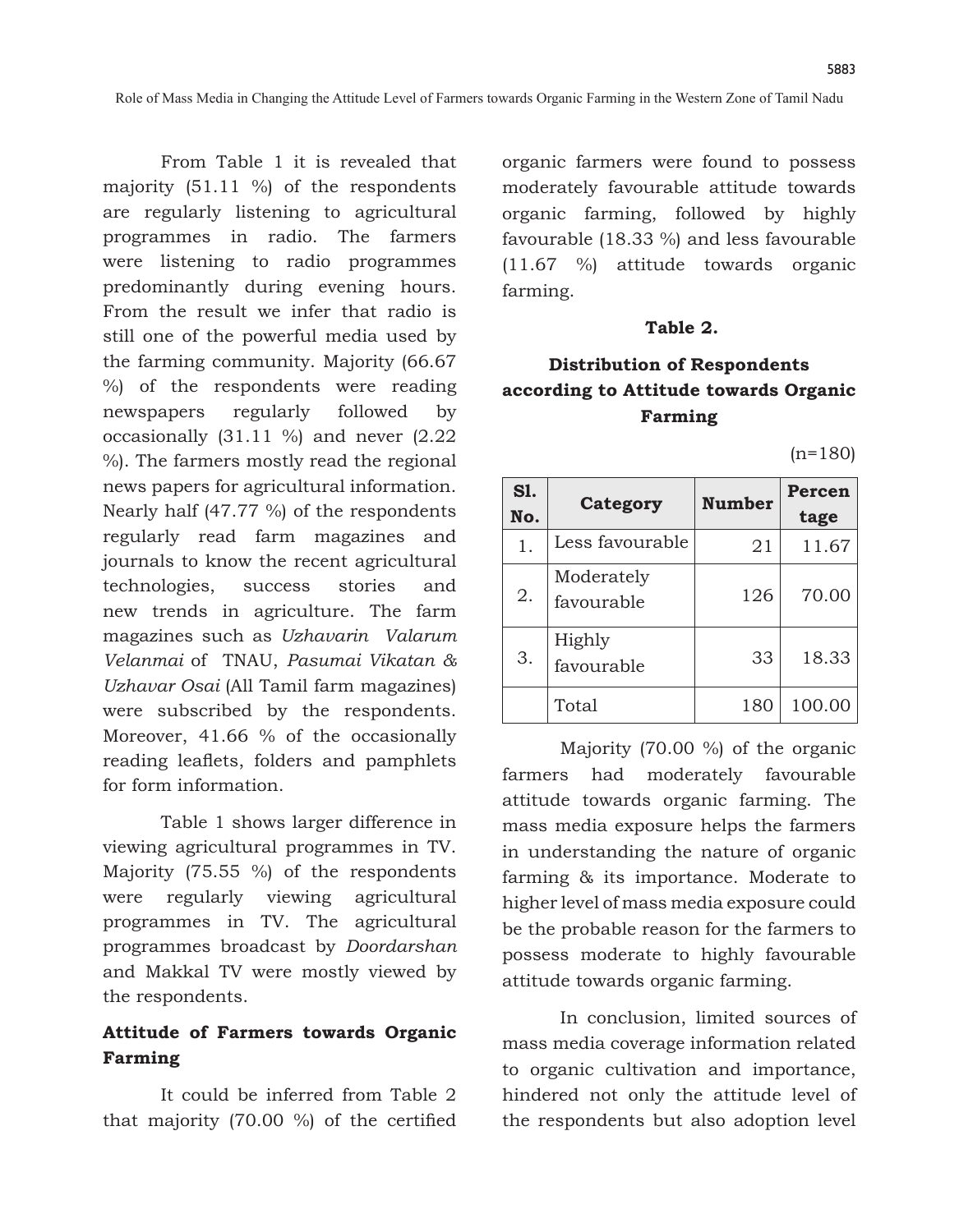From Table 1 it is revealed that majority (51.11 %) of the respondents are regularly listening to agricultural programmes in radio. The farmers were listening to radio programmes predominantly during evening hours. From the result we infer that radio is still one of the powerful media used by the farming community. Majority (66.67 %) of the respondents were reading newspapers regularly followed by occasionally (31.11 %) and never (2.22 %). The farmers mostly read the regional news papers for agricultural information. Nearly half (47.77 %) of the respondents regularly read farm magazines and journals to know the recent agricultural technologies, success stories and new trends in agriculture. The farm magazines such as *Uzhavarin Valarum Velanmai* of TNAU, *Pasumai Vikatan & Uzhavar Osai* (All Tamil farm magazines) were subscribed by the respondents. Moreover, 41.66 % of the occasionally reading leaflets, folders and pamphlets for form information.

Table 1 shows larger difference in viewing agricultural programmes in TV. Majority (75.55 %) of the respondents were regularly viewing agricultural programmes in TV. The agricultural programmes broadcast by *Doordarshan* and Makkal TV were mostly viewed by the respondents.

## Attitude of Farmers towards Organic Farming

It could be inferred from Table 2 that majority (70.00 %) of the certified organic farmers were found to possess moderately favourable attitude towards organic farming, followed by highly favourable (18.33 %) and less favourable (11.67 %) attitude towards organic farming.

**Table 2.**

**Distribution of Respondents according to Attitude towards Organic Farming**

(n=180)

| Sl. No. | Category | Number | Percentage |
|---|---|---|---|
| 1. | Less favourable | 21 | 11.67 |
| 2. | Moderately favourable | 126 | 70.00 |
| 3. | Highly favourable | 33 | 18.33 |
| | Total | 180 | 100.00 |

Majority (70.00 %) of the organic farmers had moderately favourable attitude towards organic farming. The mass media exposure helps the farmers in understanding the nature of organic farming & its importance. Moderate to higher level of mass media exposure could be the probable reason for the farmers to possess moderate to highly favourable attitude towards organic farming.

In conclusion, limited sources of mass media coverage information related to organic cultivation and importance, hindered not only the attitude level of the respondents but also adoption level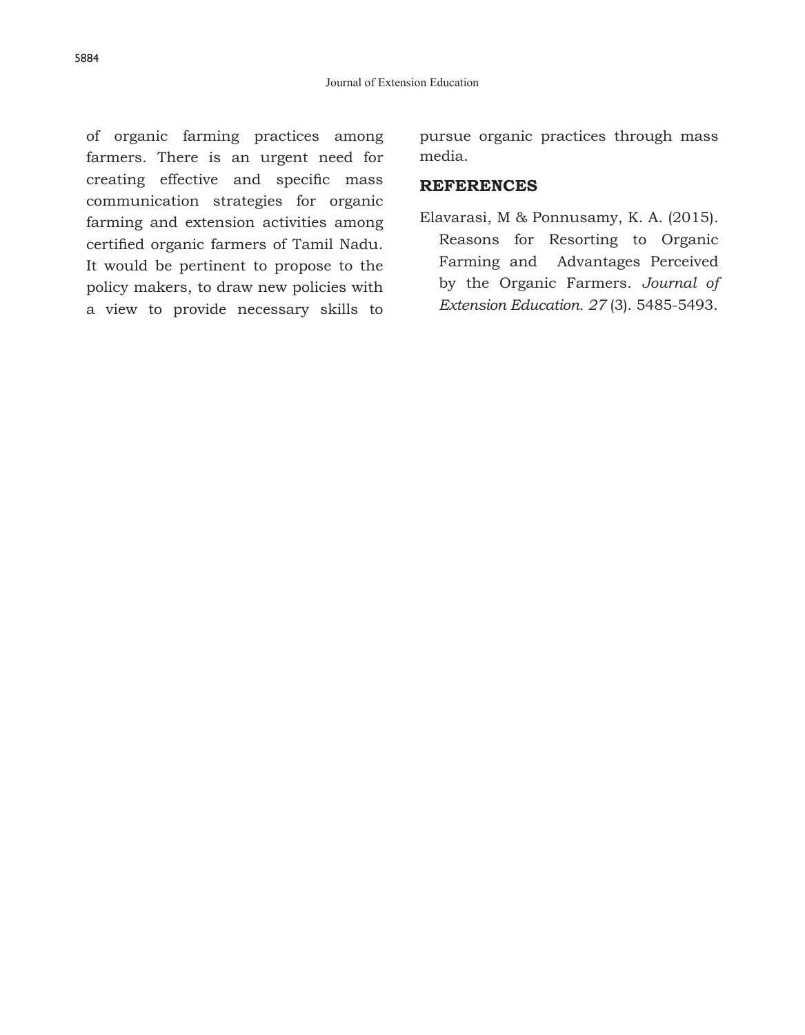of organic farming practices among farmers. There is an urgent need for creating effective and specific mass communication strategies for organic farming and extension activities among certified organic farmers of Tamil Nadu. It would be pertinent to propose to the policy makers, to draw new policies with a view to provide necessary skills to pursue organic practices through mass media.

## REFERENCES

Elavarasi, M & Ponnusamy, K. A. (2015). Reasons for Resorting to Organic Farming and Advantages Perceived by the Organic Farmers. *Journal of Extension Education. 27* (3). 5485-5493.